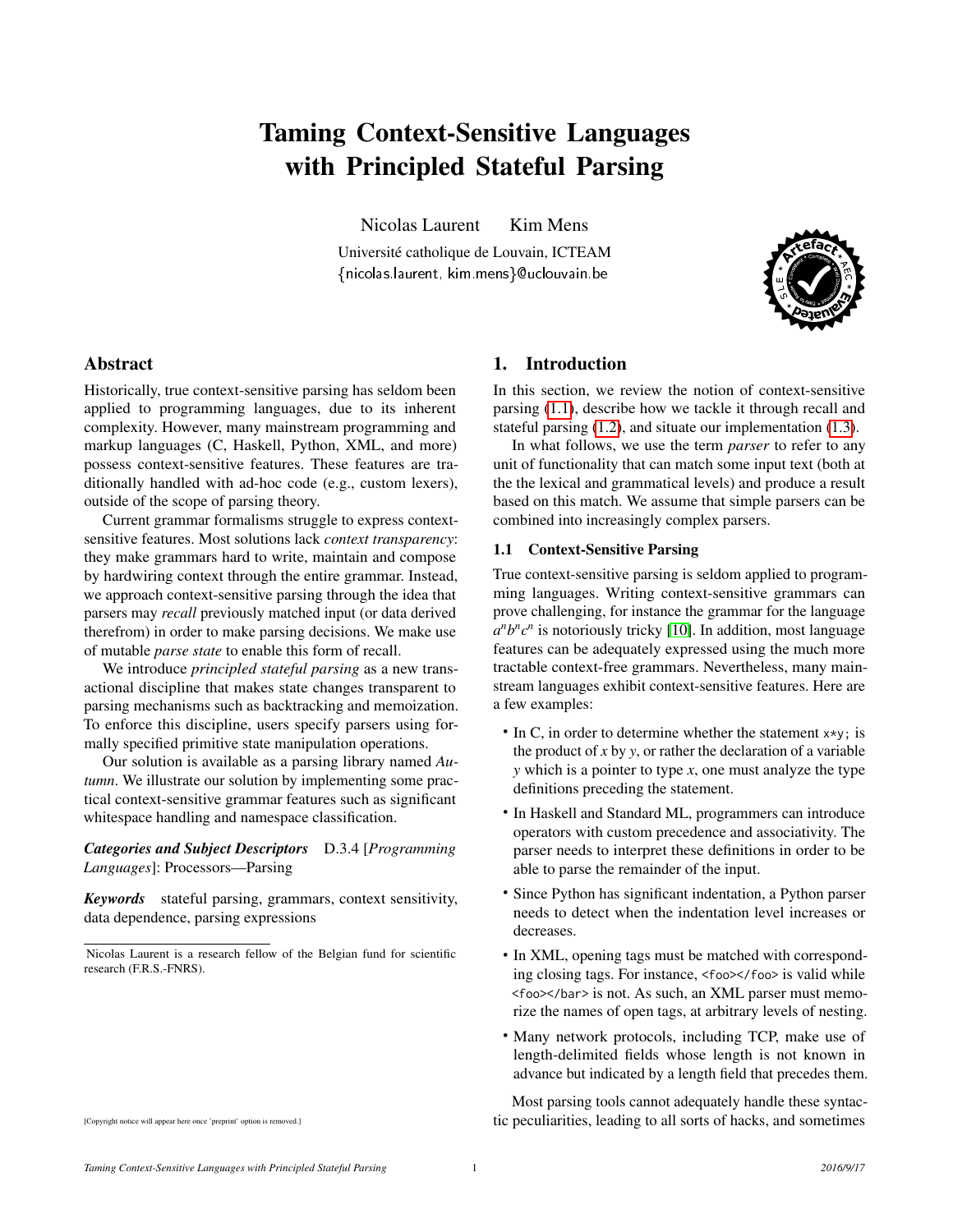# Taming Context-Sensitive Languages with Principled Stateful Parsing

Nicolas Laurent  Kim Mens

Université catholique de Louvain, ICTEAM
{nicolas.laurent, kim.mens}@uclouvain.be

## Abstract

Historically, true context-sensitive parsing has seldom been applied to programming languages, due to its inherent complexity. However, many mainstream programming and markup languages (C, Haskell, Python, XML, and more) possess context-sensitive features. These features are traditionally handled with ad-hoc code (e.g., custom lexers), outside of the scope of parsing theory.

Current grammar formalisms struggle to express context-sensitive features. Most solutions lack *context transparency*: they make grammars hard to write, maintain and compose by hardwiring context through the entire grammar. Instead, we approach context-sensitive parsing through the idea that parsers may *recall* previously matched input (or data derived therefrom) in order to make parsing decisions. We make use of mutable *parse state* to enable this form of recall.

We introduce *principled stateful parsing* as a new transactional discipline that makes state changes transparent to parsing mechanisms such as backtracking and memoization. To enforce this discipline, users specify parsers using formally specified primitive state manipulation operations.

Our solution is available as a parsing library named *Autumn*. We illustrate our solution by implementing some practical context-sensitive grammar features such as significant whitespace handling and namespace classification.

***Categories and Subject Descriptors*** D.3.4 [*Programming Languages*]: Processors—Parsing

***Keywords*** stateful parsing, grammars, context sensitivity, data dependence, parsing expressions

Nicolas Laurent is a research fellow of the Belgian fund for scientific research (F.R.S.-FNRS).

[Copyright notice will appear here once 'preprint' option is removed.]

## 1. Introduction

In this section, we review the notion of context-sensitive parsing (1.1), describe how we tackle it through recall and stateful parsing (1.2), and situate our implementation (1.3).

In what follows, we use the term *parser* to refer to any unit of functionality that can match some input text (both at the the lexical and grammatical levels) and produce a result based on this match. We assume that simple parsers can be combined into increasingly complex parsers.

### 1.1 Context-Sensitive Parsing

True context-sensitive parsing is seldom applied to programming languages. Writing context-sensitive grammars can prove challenging, for instance the grammar for the language $a^n b^n c^n$ is notoriously tricky [10]. In addition, most language features can be adequately expressed using the much more tractable context-free grammars. Nevertheless, many mainstream languages exhibit context-sensitive features. Here are a few examples:

- In C, in order to determine whether the statement `x*y;` is the product of *x* by *y*, or rather the declaration of a variable *y* which is a pointer to type *x*, one must analyze the type definitions preceding the statement.
- In Haskell and Standard ML, programmers can introduce operators with custom precedence and associativity. The parser needs to interpret these definitions in order to be able to parse the remainder of the input.
- Since Python has significant indentation, a Python parser needs to detect when the indentation level increases or decreases.
- In XML, opening tags must be matched with corresponding closing tags. For instance, `<foo></foo>` is valid while `<foo></bar>` is not. As such, an XML parser must memorize the names of open tags, at arbitrary levels of nesting.
- Many network protocols, including TCP, make use of length-delimited fields whose length is not known in advance but indicated by a length field that precedes them.

Most parsing tools cannot adequately handle these syntactic peculiarities, leading to all sorts of hacks, and sometimes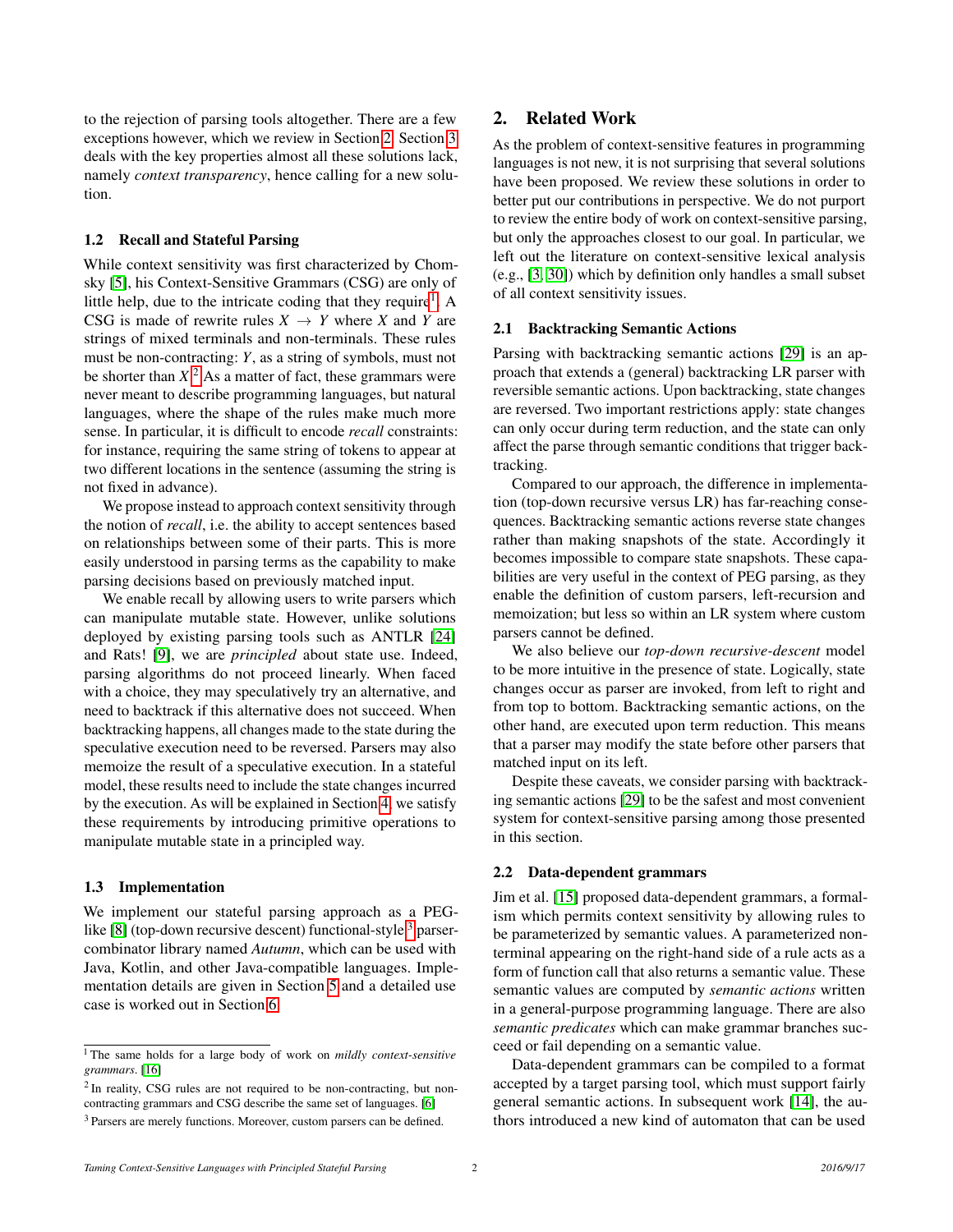to the rejection of parsing tools altogether. There are a few exceptions however, which we review in Section 2. Section 3 deals with the key properties almost all these solutions lack, namely *context transparency*, hence calling for a new solution.

### 1.2 Recall and Stateful Parsing

While context sensitivity was first characterized by Chomsky [5], his Context-Sensitive Grammars (CSG) are only of little help, due to the intricate coding that they require[1]. A CSG is made of rewrite rules $X \rightarrow Y$ where $X$ and $Y$ are strings of mixed terminals and non-terminals. These rules must be non-contracting: $Y$, as a string of symbols, must not be shorter than $X$.[2] As a matter of fact, these grammars were never meant to describe programming languages, but natural languages, where the shape of the rules make much more sense. In particular, it is difficult to encode *recall* constraints: for instance, requiring the same string of tokens to appear at two different locations in the sentence (assuming the string is not fixed in advance).

We propose instead to approach context sensitivity through the notion of *recall*, i.e. the ability to accept sentences based on relationships between some of their parts. This is more easily understood in parsing terms as the capability to make parsing decisions based on previously matched input.

We enable recall by allowing users to write parsers which can manipulate mutable state. However, unlike solutions deployed by existing parsing tools such as ANTLR [24] and Rats! [9], we are *principled* about state use. Indeed, parsing algorithms do not proceed linearly. When faced with a choice, they may speculatively try an alternative, and need to backtrack if this alternative does not succeed. When backtracking happens, all changes made to the state during the speculative execution need to be reversed. Parsers may also memoize the result of a speculative execution. In a stateful model, these results need to include the state changes incurred by the execution. As will be explained in Section 4, we satisfy these requirements by introducing primitive operations to manipulate mutable state in a principled way.

### 1.3 Implementation

We implement our stateful parsing approach as a PEG-like [8] (top-down recursive descent) functional-style[3] parser-combinator library named *Autumn*, which can be used with Java, Kotlin, and other Java-compatible languages. Implementation details are given in Section 5 and a detailed use case is worked out in Section 6.

[1] The same holds for a large body of work on *mildly context-sensitive grammars*. [16]

[2] In reality, CSG rules are not required to be non-contracting, but non-contracting grammars and CSG describe the same set of languages. [6]

[3] Parsers are merely functions. Moreover, custom parsers can be defined.

## 2. Related Work

As the problem of context-sensitive features in programming languages is not new, it is not surprising that several solutions have been proposed. We review these solutions in order to better put our contributions in perspective. We do not purport to review the entire body of work on context-sensitive parsing, but only the approaches closest to our goal. In particular, we left out the literature on context-sensitive lexical analysis (e.g., [3, 30]) which by definition only handles a small subset of all context sensitivity issues.

### 2.1 Backtracking Semantic Actions

Parsing with backtracking semantic actions [29] is an approach that extends a (general) backtracking LR parser with reversible semantic actions. Upon backtracking, state changes are reversed. Two important restrictions apply: state changes can only occur during term reduction, and the state can only affect the parse through semantic conditions that trigger backtracking.

Compared to our approach, the difference in implementation (top-down recursive versus LR) has far-reaching consequences. Backtracking semantic actions reverse state changes rather than making snapshots of the state. Accordingly it becomes impossible to compare state snapshots. These capabilities are very useful in the context of PEG parsing, as they enable the definition of custom parsers, left-recursion and memoization; but less so within an LR system where custom parsers cannot be defined.

We also believe our *top-down recursive-descent* model to be more intuitive in the presence of state. Logically, state changes occur as parser are invoked, from left to right and from top to bottom. Backtracking semantic actions, on the other hand, are executed upon term reduction. This means that a parser may modify the state before other parsers that matched input on its left.

Despite these caveats, we consider parsing with backtracking semantic actions [29] to be the safest and most convenient system for context-sensitive parsing among those presented in this section.

### 2.2 Data-dependent grammars

Jim et al. [15] proposed data-dependent grammars, a formalism which permits context sensitivity by allowing rules to be parameterized by semantic values. A parameterized nonterminal appearing on the right-hand side of a rule acts as a form of function call that also returns a semantic value. These semantic values are computed by *semantic actions* written in a general-purpose programming language. There are also *semantic predicates* which can make grammar branches succeed or fail depending on a semantic value.

Data-dependent grammars can be compiled to a format accepted by a target parsing tool, which must support fairly general semantic actions. In subsequent work [14], the authors introduced a new kind of automaton that can be used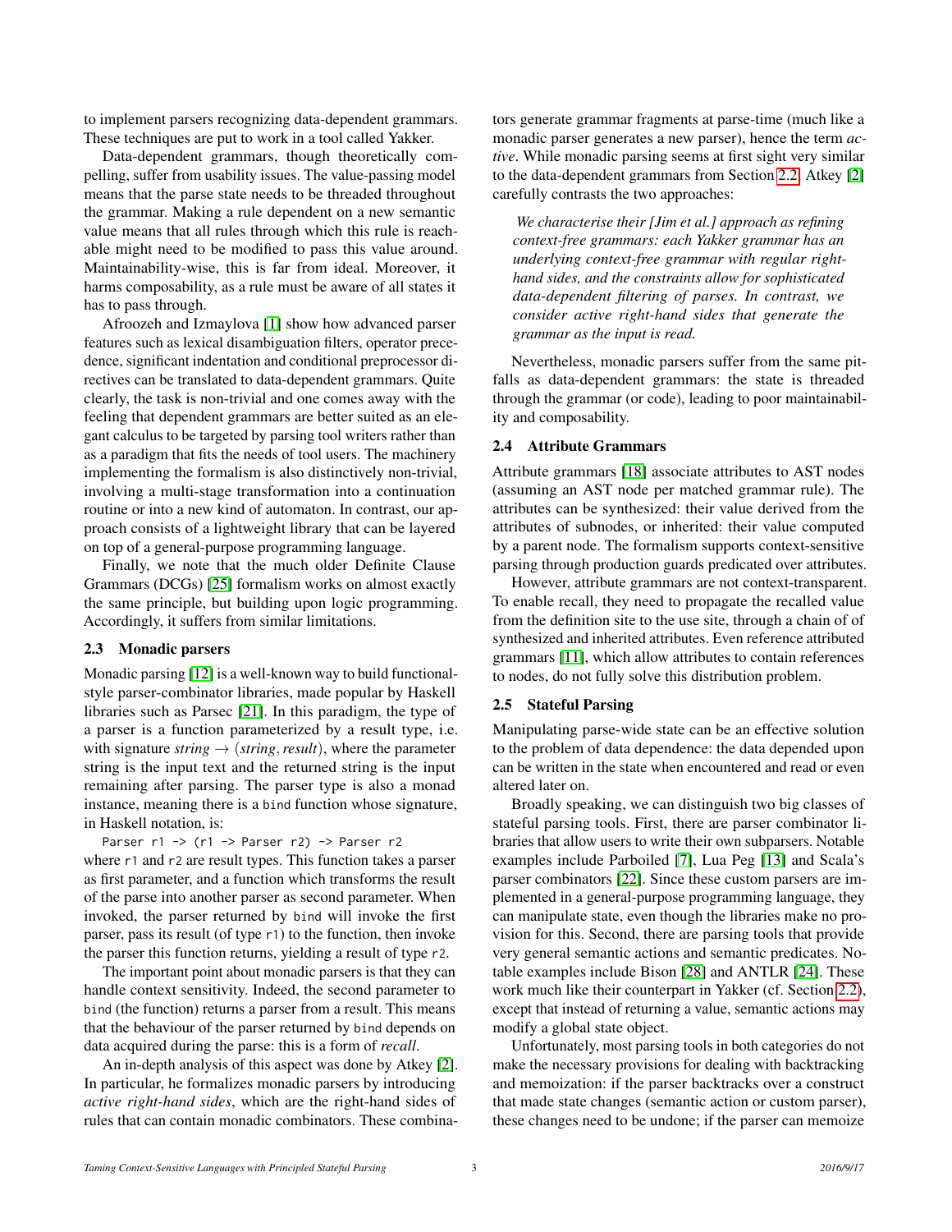to implement parsers recognizing data-dependent grammars. These techniques are put to work in a tool called Yakker.

Data-dependent grammars, though theoretically compelling, suffer from usability issues. The value-passing model means that the parse state needs to be threaded throughout the grammar. Making a rule dependent on a new semantic value means that all rules through which this rule is reachable might need to be modified to pass this value around. Maintainability-wise, this is far from ideal. Moreover, it harms composability, as a rule must be aware of all states it has to pass through.

Afroozeh and Izmaylova [1] show how advanced parser features such as lexical disambiguation filters, operator precedence, significant indentation and conditional preprocessor directives can be translated to data-dependent grammars. Quite clearly, the task is non-trivial and one comes away with the feeling that dependent grammars are better suited as an elegant calculus to be targeted by parsing tool writers rather than as a paradigm that fits the needs of tool users. The machinery implementing the formalism is also distinctively non-trivial, involving a multi-stage transformation into a continuation routine or into a new kind of automaton. In contrast, our approach consists of a lightweight library that can be layered on top of a general-purpose programming language.

Finally, we note that the much older Definite Clause Grammars (DCGs) [25] formalism works on almost exactly the same principle, but building upon logic programming. Accordingly, it suffers from similar limitations.

### 2.3 Monadic parsers

Monadic parsing [12] is a well-known way to build functional-style parser-combinator libraries, made popular by Haskell libraries such as Parsec [21]. In this paradigm, the type of a parser is a function parameterized by a result type, i.e. with signature $string \rightarrow (string, result)$, where the parameter string is the input text and the returned string is the input remaining after parsing. The parser type is also a monad instance, meaning there is a `bind` function whose signature, in Haskell notation, is:

```
Parser r1 -> (r1 -> Parser r2) -> Parser r2
```

where `r1` and `r2` are result types. This function takes a parser as first parameter, and a function which transforms the result of the parse into another parser as second parameter. When invoked, the parser returned by `bind` will invoke the first parser, pass its result (of type `r1`) to the function, then invoke the parser this function returns, yielding a result of type `r2`.

The important point about monadic parsers is that they can handle context sensitivity. Indeed, the second parameter to `bind` (the function) returns a parser from a result. This means that the behaviour of the parser returned by `bind` depends on data acquired during the parse: this is a form of *recall*.

An in-depth analysis of this aspect was done by Atkey [2]. In particular, he formalizes monadic parsers by introducing *active right-hand sides*, which are the right-hand sides of rules that can contain monadic combinators. These combinators generate grammar fragments at parse-time (much like a monadic parser generates a new parser), hence the term *active*. While monadic parsing seems at first sight very similar to the data-dependent grammars from Section 2.2, Atkey [2] carefully contrasts the two approaches:

> *We characterise their [Jim et al.] approach as refining context-free grammars: each Yakker grammar has an underlying context-free grammar with regular right-hand sides, and the constraints allow for sophisticated data-dependent filtering of parses. In contrast, we consider active right-hand sides that generate the grammar as the input is read.*

Nevertheless, monadic parsers suffer from the same pitfalls as data-dependent grammars: the state is threaded through the grammar (or code), leading to poor maintainability and composability.

### 2.4 Attribute Grammars

Attribute grammars [18] associate attributes to AST nodes (assuming an AST node per matched grammar rule). The attributes can be synthesized: their value derived from the attributes of subnodes, or inherited: their value computed by a parent node. The formalism supports context-sensitive parsing through production guards predicated over attributes.

However, attribute grammars are not context-transparent. To enable recall, they need to propagate the recalled value from the definition site to the use site, through a chain of of synthesized and inherited attributes. Even reference attributed grammars [11], which allow attributes to contain references to nodes, do not fully solve this distribution problem.

### 2.5 Stateful Parsing

Manipulating parse-wide state can be an effective solution to the problem of data dependence: the data depended upon can be written in the state when encountered and read or even altered later on.

Broadly speaking, we can distinguish two big classes of stateful parsing tools. First, there are parser combinator libraries that allow users to write their own subparsers. Notable examples include Parboiled [7], Lua Peg [13] and Scala's parser combinators [22]. Since these custom parsers are implemented in a general-purpose programming language, they can manipulate state, even though the libraries make no provision for this. Second, there are parsing tools that provide very general semantic actions and semantic predicates. Notable examples include Bison [28] and ANTLR [24]. These work much like their counterpart in Yakker (cf. Section 2.2), except that instead of returning a value, semantic actions may modify a global state object.

Unfortunately, most parsing tools in both categories do not make the necessary provisions for dealing with backtracking and memoization: if the parser backtracks over a construct that made state changes (semantic action or custom parser), these changes need to be undone; if the parser can memoize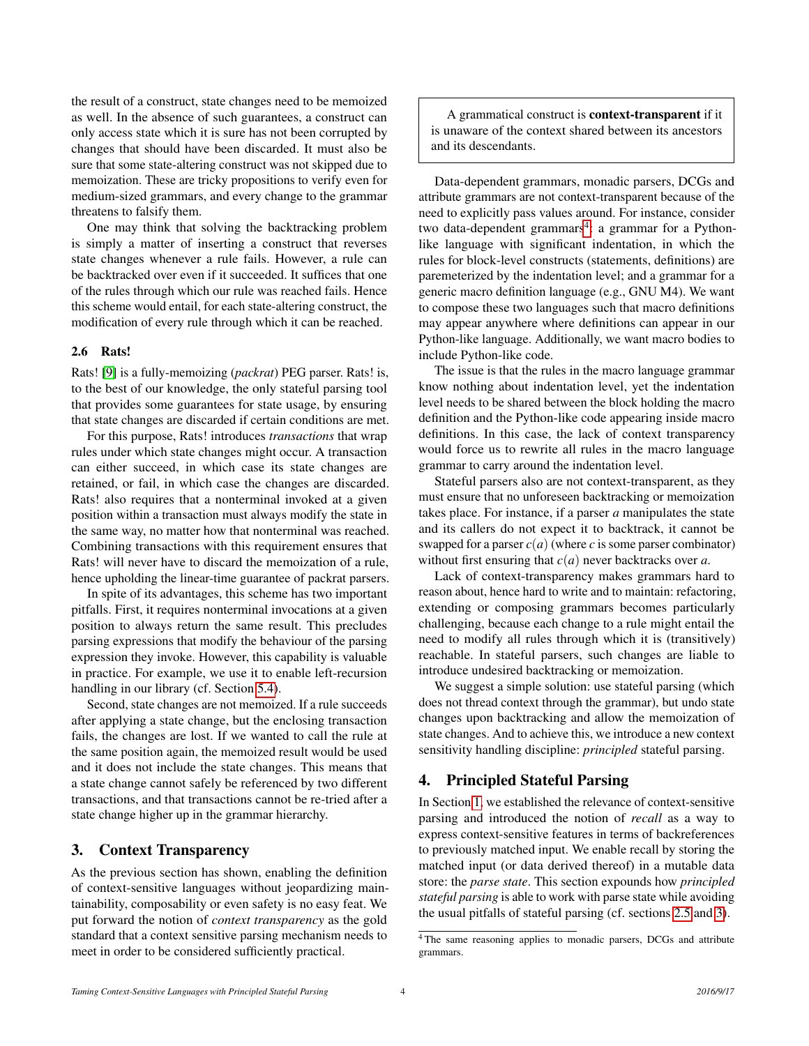the result of a construct, state changes need to be memoized as well. In the absence of such guarantees, a construct can only access state which it is sure has not been corrupted by changes that should have been discarded. It must also be sure that some state-altering construct was not skipped due to memoization. These are tricky propositions to verify even for medium-sized grammars, and every change to the grammar threatens to falsify them.

One may think that solving the backtracking problem is simply a matter of inserting a construct that reverses state changes whenever a rule fails. However, a rule can be backtracked over even if it succeeded. It suffices that one of the rules through which our rule was reached fails. Hence this scheme would entail, for each state-altering construct, the modification of every rule through which it can be reached.

### 2.6 Rats!

Rats! [9] is a fully-memoizing (*packrat*) PEG parser. Rats! is, to the best of our knowledge, the only stateful parsing tool that provides some guarantees for state usage, by ensuring that state changes are discarded if certain conditions are met.

For this purpose, Rats! introduces *transactions* that wrap rules under which state changes might occur. A transaction can either succeed, in which case its state changes are retained, or fail, in which case the changes are discarded. Rats! also requires that a nonterminal invoked at a given position within a transaction must always modify the state in the same way, no matter how that nonterminal was reached. Combining transactions with this requirement ensures that Rats! will never have to discard the memoization of a rule, hence upholding the linear-time guarantee of packrat parsers.

In spite of its advantages, this scheme has two important pitfalls. First, it requires nonterminal invocations at a given position to always return the same result. This precludes parsing expressions that modify the behaviour of the parsing expression they invoke. However, this capability is valuable in practice. For example, we use it to enable left-recursion handling in our library (cf. Section 5.4).

Second, state changes are not memoized. If a rule succeeds after applying a state change, but the enclosing transaction fails, the changes are lost. If we wanted to call the rule at the same position again, the memoized result would be used and it does not include the state changes. This means that a state change cannot safely be referenced by two different transactions, and that transactions cannot be re-tried after a state change higher up in the grammar hierarchy.

## 3. Context Transparency

As the previous section has shown, enabling the definition of context-sensitive languages without jeopardizing maintainability, composability or even safety is no easy feat. We put forward the notion of *context transparency* as the gold standard that a context sensitive parsing mechanism needs to meet in order to be considered sufficiently practical.

> A grammatical construct is **context-transparent** if it is unaware of the context shared between its ancestors and its descendants.

Data-dependent grammars, monadic parsers, DCGs and attribute grammars are not context-transparent because of the need to explicitly pass values around. For instance, consider two data-dependent grammars[4]: a grammar for a Python-like language with significant indentation, in which the rules for block-level constructs (statements, definitions) are paremeterized by the indentation level; and a grammar for a generic macro definition language (e.g., GNU M4). We want to compose these two languages such that macro definitions may appear anywhere where definitions can appear in our Python-like language. Additionally, we want macro bodies to include Python-like code.

The issue is that the rules in the macro language grammar know nothing about indentation level, yet the indentation level needs to be shared between the block holding the macro definition and the Python-like code appearing inside macro definitions. In this case, the lack of context transparency would force us to rewrite all rules in the macro language grammar to carry around the indentation level.

Stateful parsers also are not context-transparent, as they must ensure that no unforeseen backtracking or memoization takes place. For instance, if a parser $a$ manipulates the state and its callers do not expect it to backtrack, it cannot be swapped for a parser $c(a)$ (where $c$ is some parser combinator) without first ensuring that $c(a)$ never backtracks over $a$.

Lack of context-transparency makes grammars hard to reason about, hence hard to write and to maintain: refactoring, extending or composing grammars becomes particularly challenging, because each change to a rule might entail the need to modify all rules through which it is (transitively) reachable. In stateful parsers, such changes are liable to introduce undesired backtracking or memoization.

We suggest a simple solution: use stateful parsing (which does not thread context through the grammar), but undo state changes upon backtracking and allow the memoization of state changes. And to achieve this, we introduce a new context sensitivity handling discipline: *principled* stateful parsing.

## 4. Principled Stateful Parsing

In Section 1, we established the relevance of context-sensitive parsing and introduced the notion of *recall* as a way to express context-sensitive features in terms of backreferences to previously matched input. We enable recall by storing the matched input (or data derived thereof) in a mutable data store: the *parse state*. This section expounds how *principled stateful parsing* is able to work with parse state while avoiding the usual pitfalls of stateful parsing (cf. sections 2.5 and 3).

[4] The same reasoning applies to monadic parsers, DCGs and attribute grammars.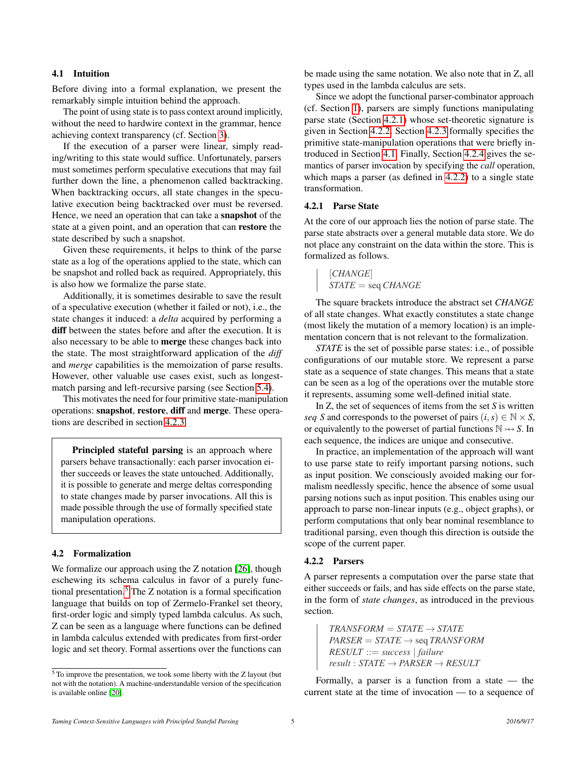### 4.1 Intuition

Before diving into a formal explanation, we present the remarkably simple intuition behind the approach.

The point of using state is to pass context around implicitly, without the need to hardwire context in the grammar, hence achieving context transparency (cf. Section 3).

If the execution of a parser were linear, simply reading/writing to this state would suffice. Unfortunately, parsers must sometimes perform speculative executions that may fail further down the line, a phenomenon called backtracking. When backtracking occurs, all state changes in the speculative execution being backtracked over must be reversed. Hence, we need an operation that can take a **snapshot** of the state at a given point, and an operation that can **restore** the state described by such a snapshot.

Given these requirements, it helps to think of the parse state as a log of the operations applied to the state, which can be snapshot and rolled back as required. Appropriately, this is also how we formalize the parse state.

Additionally, it is sometimes desirable to save the result of a speculative execution (whether it failed or not), i.e., the state changes it induced: a *delta* acquired by performing a **diff** between the states before and after the execution. It is also necessary to be able to **merge** these changes back into the state. The most straightforward application of the *diff* and *merge* capabilities is the memoization of parse results. However, other valuable use cases exist, such as longest-match parsing and left-recursive parsing (see Section 5.4).

This motivates the need for four primitive state-manipulation operations: **snapshot**, **restore**, **diff** and **merge**. These operations are described in section 4.2.3.

> **Principled stateful parsing** is an approach where parsers behave transactionally: each parser invocation either succeeds or leaves the state untouched. Additionally, it is possible to generate and merge deltas corresponding to state changes made by parser invocations. All this is made possible through the use of formally specified state manipulation operations.

### 4.2 Formalization

We formalize our approach using the Z notation [26], though eschewing its schema calculus in favor of a purely functional presentation.[5] The Z notation is a formal specification language that builds on top of Zermelo-Frankel set theory, first-order logic and simply typed lambda calculus. As such, Z can be seen as a language where functions can be defined in lambda calculus extended with predicates from first-order logic and set theory. Formal assertions over the functions can be made using the same notation. We also note that in Z, all types used in the lambda calculus are sets.

Since we adopt the functional parser-combinator approach (cf. Section 1), parsers are simply functions manipulating parse state (Section 4.2.1) whose set-theoretic signature is given in Section 4.2.2. Section 4.2.3 formally specifies the primitive state-manipulation operations that were briefly introduced in Section 4.1. Finally, Section 4.2.4 gives the semantics of parser invocation by specifying the *call* operation, which maps a parser (as defined in 4.2.2) to a single state transformation.

#### 4.2.1 Parse State

At the core of our approach lies the notion of parse state. The parse state abstracts over a general mutable data store. We do not place any constraint on the data within the store. This is formalized as follows.

$$
\begin{array}{l}
[\mathit{CHANGE}] \\
\mathit{STATE} = \operatorname{seq} \mathit{CHANGE}
\end{array}
$$

The square brackets introduce the abstract set *CHANGE* of all state changes. What exactly constitutes a state change (most likely the mutation of a memory location) is an implementation concern that is not relevant to the formalization.

*STATE* is the set of possible parse states: i.e., of possible configurations of our mutable store. We represent a parse state as a sequence of state changes. This means that a state can be seen as a log of the operations over the mutable store it represents, assuming some well-defined initial state.

In Z, the set of sequences of items from the set $S$ is written *seq* $S$ and corresponds to the powerset of pairs $(i, s) \in \mathbb{N} \times S$, or equivalently to the powerset of partial functions $\mathbb{N} \nrightarrow S$. In each sequence, the indices are unique and consecutive.

In practice, an implementation of the approach will want to use parse state to reify important parsing notions, such as input position. We consciously avoided making our formalism needlessly specific, hence the absence of some usual parsing notions such as input position. This enables using our approach to parse non-linear inputs (e.g., object graphs), or perform computations that only bear nominal resemblance to traditional parsing, even though this direction is outside the scope of the current paper.

#### 4.2.2 Parsers

A parser represents a computation over the parse state that either succeeds or fails, and has side effects on the parse state, in the form of *state changes*, as introduced in the previous section.

$$
\begin{array}{l}
\mathit{TRANSFORM} = \mathit{STATE} \rightarrow \mathit{STATE} \\
\mathit{PARSER} = \mathit{STATE} \rightarrow \operatorname{seq} \mathit{TRANSFORM} \\
\mathit{RESULT} ::= \mathit{success} \mid \mathit{failure} \\
\mathit{result} : \mathit{STATE} \rightarrow \mathit{PARSER} \rightarrow \mathit{RESULT}
\end{array}
$$

Formally, a parser is a function from a state — the current state at the time of invocation — to a sequence of

[5] To improve the presentation, we took some liberty with the Z layout (but not with the notation). A machine-understandable version of the specification is available online [20].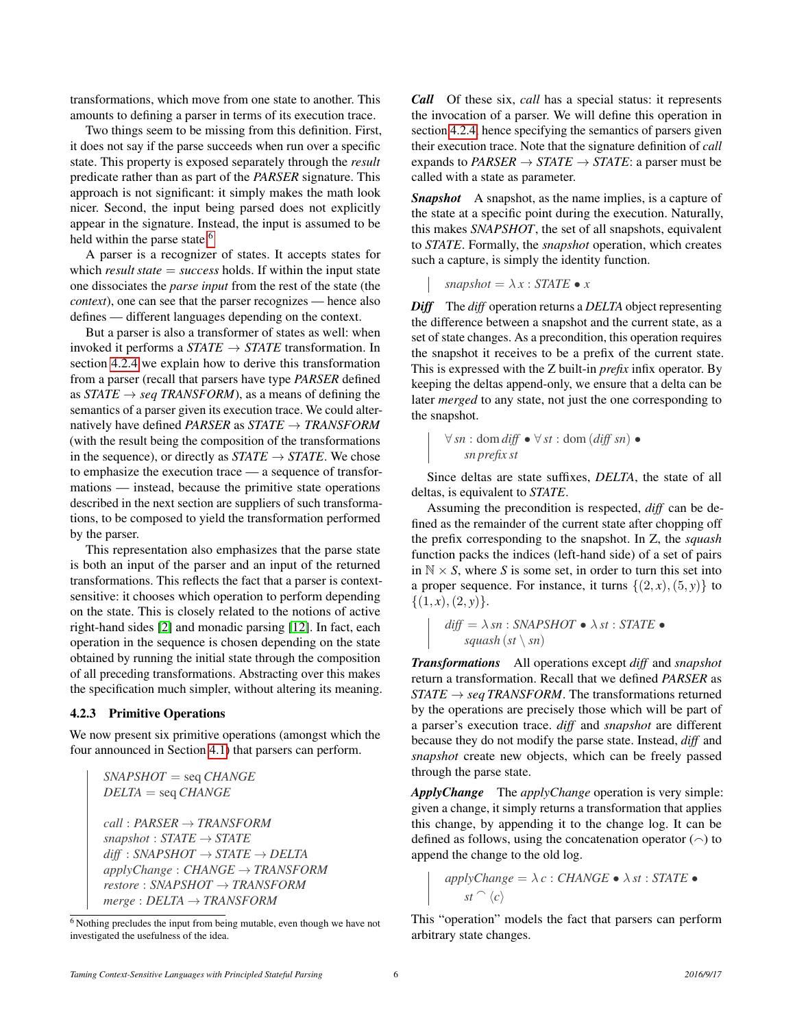transformations, which move from one state to another. This amounts to defining a parser in terms of its execution trace.

Two things seem to be missing from this definition. First, it does not say if the parse succeeds when run over a specific state. This property is exposed separately through the *result* predicate rather than as part of the *PARSER* signature. This approach is not significant: it simply makes the math look nicer. Second, the input being parsed does not explicitly appear in the signature. Instead, the input is assumed to be held within the parse state.[6]

A parser is a recognizer of states. It accepts states for which *result state* = *success* holds. If within the input state one dissociates the *parse input* from the rest of the state (the *context*), one can see that the parser recognizes — hence also defines — different languages depending on the context.

But a parser is also a transformer of states as well: when invoked it performs a $STATE \rightarrow STATE$ transformation. In section 4.2.4 we explain how to derive this transformation from a parser (recall that parsers have type *PARSER* defined as $STATE \rightarrow seq\ TRANSFORM$), as a means of defining the semantics of a parser given its execution trace. We could alternatively have defined *PARSER* as $STATE \rightarrow TRANSFORM$ (with the result being the composition of the transformations in the sequence), or directly as $STATE \rightarrow STATE$. We chose to emphasize the execution trace — a sequence of transformations — instead, because the primitive state operations described in the next section are suppliers of such transformations, to be composed to yield the transformation performed by the parser.

This representation also emphasizes that the parse state is both an input of the parser and an input of the returned transformations. This reflects the fact that a parser is context-sensitive: it chooses which operation to perform depending on the state. This is closely related to the notions of active right-hand sides [2] and monadic parsing [12]. In fact, each operation in the sequence is chosen depending on the state obtained by running the initial state through the composition of all preceding transformations. Abstracting over this makes the specification much simpler, without altering its meaning.

### 4.2.3 Primitive Operations

We now present six primitive operations (amongst which the four announced in Section 4.1) that parsers can perform.

$$
\begin{aligned}
&SNAPSHOT == \mathrm{seq}\ CHANGE \\
&DELTA == \mathrm{seq}\ CHANGE \\[1em]
&call : PARSER \rightarrow TRANSFORM \\
&snapshot : STATE \rightarrow STATE \\
&diff : SNAPSHOT \rightarrow STATE \rightarrow DELTA \\
&applyChange : CHANGE \rightarrow TRANSFORM \\
&restore : SNAPSHOT \rightarrow TRANSFORM \\
&merge : DELTA \rightarrow TRANSFORM
\end{aligned}
$$

[6] Nothing precludes the input from being mutable, even though we have not investigated the usefulness of the idea.

***Call*** Of these six, *call* has a special status: it represents the invocation of a parser. We will define this operation in section 4.2.4, hence specifying the semantics of parsers given their execution trace. Note that the signature definition of *call* expands to $PARSER \rightarrow STATE \rightarrow STATE$: a parser must be called with a state as parameter.

***Snapshot*** A snapshot, as the name implies, is a capture of the state at a specific point during the execution. Naturally, this makes *SNAPSHOT*, the set of all snapshots, equivalent to *STATE*. Formally, the *snapshot* operation, which creates such a capture, is simply the identity function.

$$snapshot = \lambda\, x : STATE \bullet x$$

***Diff*** The *diff* operation returns a *DELTA* object representing the difference between a snapshot and the current state, as a set of state changes. As a precondition, this operation requires the snapshot it receives to be a prefix of the current state. This is expressed with the Z built-in *prefix* infix operator. By keeping the deltas append-only, we ensure that a delta can be later *merged* to any state, not just the one corresponding to the snapshot.

$$
\begin{aligned}
&\forall\, sn : \mathrm{dom}\, diff \bullet \forall\, st : \mathrm{dom}\,(diff\ sn) \bullet \\
&\quad sn\ prefix\ st
\end{aligned}
$$

Since deltas are state suffixes, *DELTA*, the state of all deltas, is equivalent to *STATE*.

Assuming the precondition is respected, *diff* can be defined as the remainder of the current state after chopping off the prefix corresponding to the snapshot. In Z, the *squash* function packs the indices (left-hand side) of a set of pairs in $\mathbb{N} \times S$, where $S$ is some set, in order to turn this set into a proper sequence. For instance, it turns $\{(2,x),(5,y)\}$ to $\{(1,x),(2,y)\}$.

$$
\begin{aligned}
&diff = \lambda\, sn : SNAPSHOT \bullet \lambda\, st : STATE \bullet \\
&\quad squash\,(st \setminus sn)
\end{aligned}
$$

***Transformations*** All operations except *diff* and *snapshot* return a transformation. Recall that we defined *PARSER* as $STATE \rightarrow seq\ TRANSFORM$. The transformations returned by the operations are precisely those which will be part of a parser's execution trace. *diff* and *snapshot* are different because they do not modify the parse state. Instead, *diff* and *snapshot* create new objects, which can be freely passed through the parse state.

***ApplyChange*** The *applyChange* operation is very simple: given a change, it simply returns a transformation that applies this change, by appending it to the change log. It can be defined as follows, using the concatenation operator ($\frown$) to append the change to the old log.

$$
\begin{aligned}
&applyChange = \lambda\, c : CHANGE \bullet \lambda\, st : STATE \bullet \\
&\quad st \frown \langle c \rangle
\end{aligned}
$$

This "operation" models the fact that parsers can perform arbitrary state changes.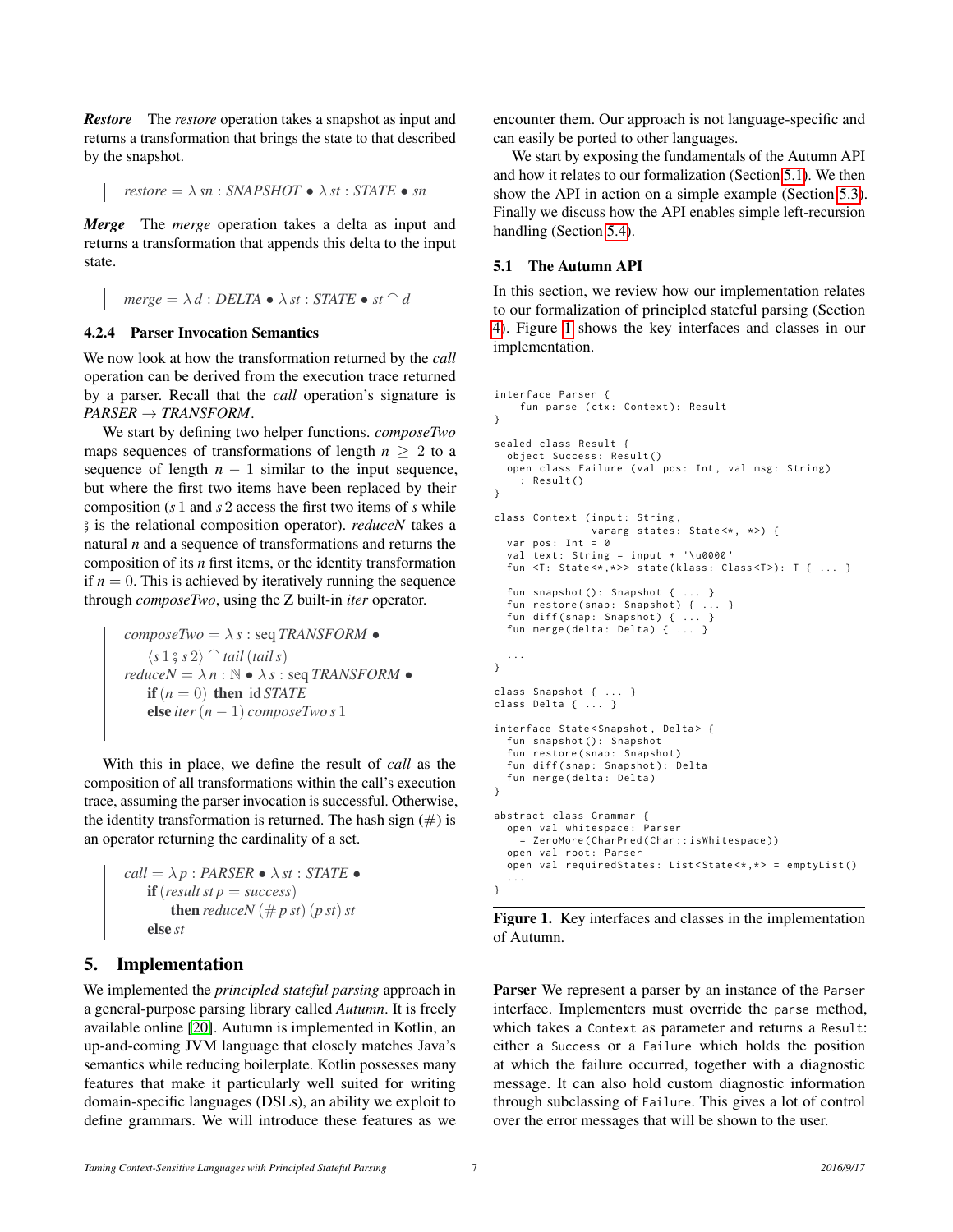***Restore*** The *restore* operation takes a snapshot as input and returns a transformation that brings the state to that described by the snapshot.

$$restore = \lambda\, sn : SNAPSHOT \bullet \lambda\, st : STATE \bullet sn$$

***Merge*** The *merge* operation takes a delta as input and returns a transformation that appends this delta to the input state.

$$merge = \lambda\, d : DELTA \bullet \lambda\, st : STATE \bullet st \frown d$$

### 4.2.4 Parser Invocation Semantics

We now look at how the transformation returned by the *call* operation can be derived from the execution trace returned by a parser. Recall that the *call* operation's signature is $PARSER \rightarrow TRANSFORM$.

We start by defining two helper functions. *composeTwo* maps sequences of transformations of length $n \geq 2$ to a sequence of length $n - 1$ similar to the input sequence, but where the first two items have been replaced by their composition ($s\,1$ and $s\,2$ access the first two items of $s$ while $\fatsemi$ is the relational composition operator). *reduceN* takes a natural $n$ and a sequence of transformations and returns the composition of its $n$ first items, or the identity transformation if $n = 0$. This is achieved by iteratively running the sequence through *composeTwo*, using the Z built-in *iter* operator.

$$
\begin{aligned}
& composeTwo = \lambda\, s : \text{seq}\, TRANSFORM \bullet \\
& \quad \langle s\,1 \fatsemi s\,2 \rangle \frown tail\,(tail\, s) \\
& reduceN = \lambda\, n : \mathbb{N} \bullet \lambda\, s : \text{seq}\, TRANSFORM \bullet \\
& \quad \textbf{if}\,(n = 0)\ \textbf{then}\ \text{id}\, STATE \\
& \quad \textbf{else}\, iter\,(n-1)\, composeTwo\, s\, 1
\end{aligned}
$$

With this in place, we define the result of *call* as the composition of all transformations within the call's execution trace, assuming the parser invocation is successful. Otherwise, the identity transformation is returned. The hash sign (#) is an operator returning the cardinality of a set.

$$
\begin{aligned}
& call = \lambda\, p : PARSER \bullet \lambda\, st : STATE \bullet \\
& \quad \textbf{if}\,(result\, st\, p = success) \\
& \quad\quad \textbf{then}\, reduceN\,(\#\, p\, st)\,(p\, st)\, st \\
& \quad \textbf{else}\, st
\end{aligned}
$$

## 5. Implementation

We implemented the *principled stateful parsing* approach in a general-purpose parsing library called *Autumn*. It is freely available online [20]. Autumn is implemented in Kotlin, an up-and-coming JVM language that closely matches Java's semantics while reducing boilerplate. Kotlin possesses many features that make it particularly well suited for writing domain-specific languages (DSLs), an ability we exploit to define grammars. We will introduce these features as we encounter them. Our approach is not language-specific and can easily be ported to other languages.

We start by exposing the fundamentals of the Autumn API and how it relates to our formalization (Section 5.1). We then show the API in action on a simple example (Section 5.3). Finally we discuss how the API enables simple left-recursion handling (Section 5.4).

### 5.1 The Autumn API

In this section, we review how our implementation relates to our formalization of principled stateful parsing (Section 4). Figure 1 shows the key interfaces and classes in our implementation.

```
interface Parser {
    fun parse (ctx: Context): Result
}

sealed class Result {
  object Success: Result()
  open class Failure (val pos: Int, val msg: String)
    : Result()
}

class Context (input: String,
               vararg states: State<*, *>) {
  var pos: Int = 0
  val text: String = input + '\u0000'
  fun <T: State<*,*>> state(klass: Class<T>): T { ... }

  fun snapshot(): Snapshot { ... }
  fun restore(snap: Snapshot) { ... }
  fun diff(snap: Snapshot) { ... }
  fun merge(delta: Delta) { ... }

  ...
}

class Snapshot { ... }
class Delta { ... }

interface State<Snapshot, Delta> {
  fun snapshot(): Snapshot
  fun restore(snap: Snapshot)
  fun diff(snap: Snapshot): Delta
  fun merge(delta: Delta)
}

abstract class Grammar {
  open val whitespace: Parser
    = ZeroMore(CharPred(Char::isWhitespace))
  open val root: Parser
  open val requiredStates: List<State<*,*> = emptyList()
  ...
}
```

**Figure 1.** Key interfaces and classes in the implementation of Autumn.

**Parser** We represent a parser by an instance of the `Parser` interface. Implementers must override the `parse` method, which takes a `Context` as parameter and returns a `Result`: either a `Success` or a `Failure` which holds the position at which the failure occurred, together with a diagnostic message. It can also hold custom diagnostic information through subclassing of `Failure`. This gives a lot of control over the error messages that will be shown to the user.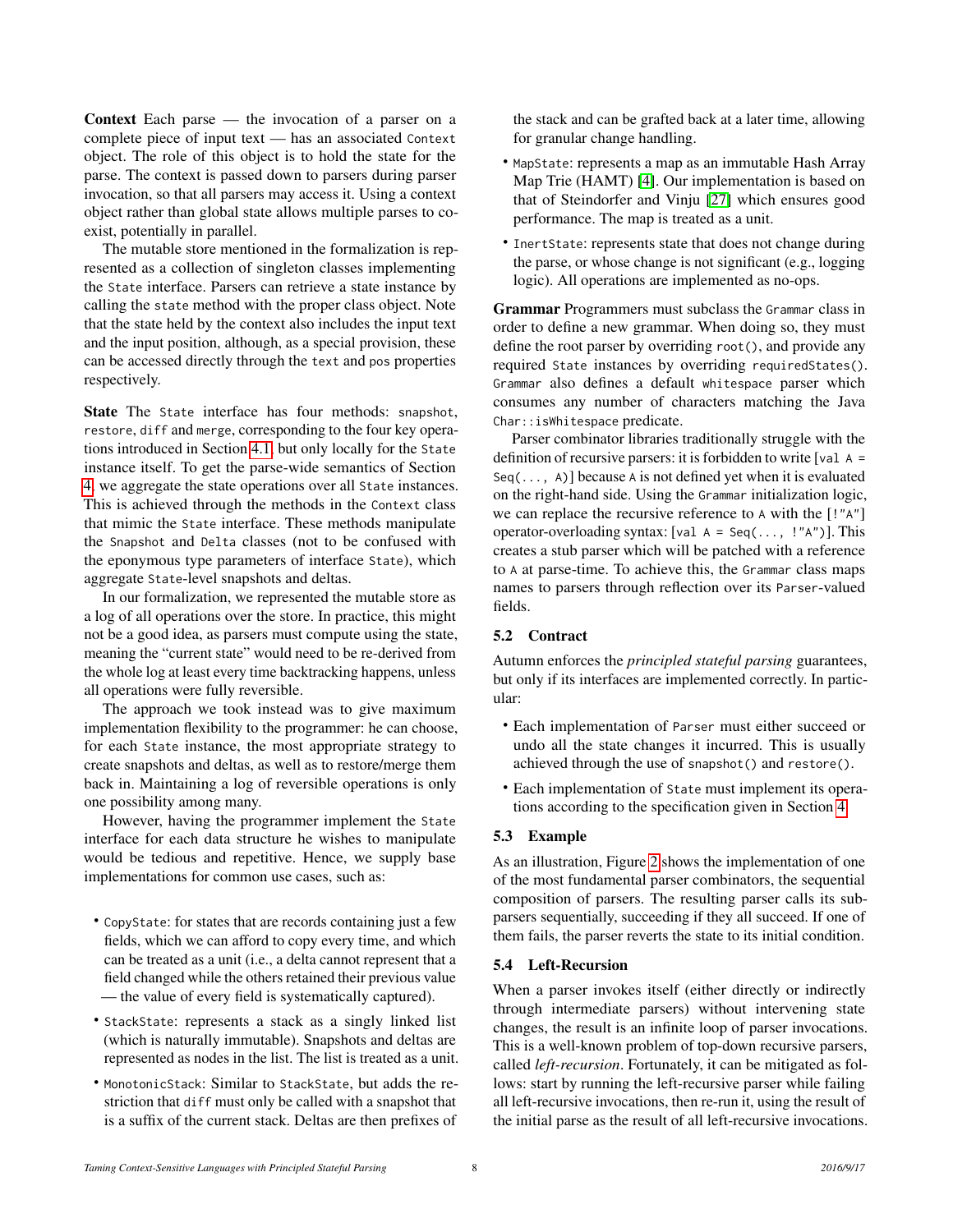**Context** Each parse — the invocation of a parser on a complete piece of input text — has an associated `Context` object. The role of this object is to hold the state for the parse. The context is passed down to parsers during parser invocation, so that all parsers may access it. Using a context object rather than global state allows multiple parses to co-exist, potentially in parallel.

The mutable store mentioned in the formalization is represented as a collection of singleton classes implementing the `State` interface. Parsers can retrieve a state instance by calling the `state` method with the proper class object. Note that the state held by the context also includes the input text and the input position, although, as a special provision, these can be accessed directly through the `text` and `pos` properties respectively.

**State** The `State` interface has four methods: `snapshot`, `restore`, `diff` and `merge`, corresponding to the four key operations introduced in Section 4.1, but only locally for the `State` instance itself. To get the parse-wide semantics of Section 4, we aggregate the state operations over all `State` instances. This is achieved through the methods in the `Context` class that mimic the `State` interface. These methods manipulate the `Snapshot` and `Delta` classes (not to be confused with the eponymous type parameters of interface `State`), which aggregate `State`-level snapshots and deltas.

In our formalization, we represented the mutable store as a log of all operations over the store. In practice, this might not be a good idea, as parsers must compute using the state, meaning the "current state" would need to be re-derived from the whole log at least every time backtracking happens, unless all operations were fully reversible.

The approach we took instead was to give maximum implementation flexibility to the programmer: he can choose, for each `State` instance, the most appropriate strategy to create snapshots and deltas, as well as to restore/merge them back in. Maintaining a log of reversible operations is only one possibility among many.

However, having the programmer implement the `State` interface for each data structure he wishes to manipulate would be tedious and repetitive. Hence, we supply base implementations for common use cases, such as:

- `CopyState`: for states that are records containing just a few fields, which we can afford to copy every time, and which can be treated as a unit (i.e., a delta cannot represent that a field changed while the others retained their previous value — the value of every field is systematically captured).
- `StackState`: represents a stack as a singly linked list (which is naturally immutable). Snapshots and deltas are represented as nodes in the list. The list is treated as a unit.
- `MonotonicStack`: Similar to `StackState`, but adds the restriction that `diff` must only be called with a snapshot that is a suffix of the current stack. Deltas are then prefixes of the stack and can be grafted back at a later time, allowing for granular change handling.
- `MapState`: represents a map as an immutable Hash Array Map Trie (HAMT) [4]. Our implementation is based on that of Steindorfer and Vinju [27] which ensures good performance. The map is treated as a unit.
- `InertState`: represents state that does not change during the parse, or whose change is not significant (e.g., logging logic). All operations are implemented as no-ops.

**Grammar** Programmers must subclass the `Grammar` class in order to define a new grammar. When doing so, they must define the root parser by overriding `root()`, and provide any required `State` instances by overriding `requiredStates()`. `Grammar` also defines a default `whitespace` parser which consumes any number of characters matching the Java `Char::isWhitespace` predicate.

Parser combinator libraries traditionally struggle with the definition of recursive parsers: it is forbidden to write [`val A = Seq(..., A)`] because `A` is not defined yet when it is evaluated on the right-hand side. Using the `Grammar` initialization logic, we can replace the recursive reference to `A` with the [`!"A"`] operator-overloading syntax: [`val A = Seq(..., !"A")`]. This creates a stub parser which will be patched with a reference to `A` at parse-time. To achieve this, the `Grammar` class maps names to parsers through reflection over its `Parser`-valued fields.

## 5.2 Contract

Autumn enforces the *principled stateful parsing* guarantees, but only if its interfaces are implemented correctly. In particular:

- Each implementation of `Parser` must either succeed or undo all the state changes it incurred. This is usually achieved through the use of `snapshot()` and `restore()`.
- Each implementation of `State` must implement its operations according to the specification given in Section 4.

## 5.3 Example

As an illustration, Figure 2 shows the implementation of one of the most fundamental parser combinators, the sequential composition of parsers. The resulting parser calls its subparsers sequentially, succeeding if they all succeed. If one of them fails, the parser reverts the state to its initial condition.

## 5.4 Left-Recursion

When a parser invokes itself (either directly or indirectly through intermediate parsers) without intervening state changes, the result is an infinite loop of parser invocations. This is a well-known problem of top-down recursive parsers, called *left-recursion*. Fortunately, it can be mitigated as follows: start by running the left-recursive parser while failing all left-recursive invocations, then re-run it, using the result of the initial parse as the result of all left-recursive invocations.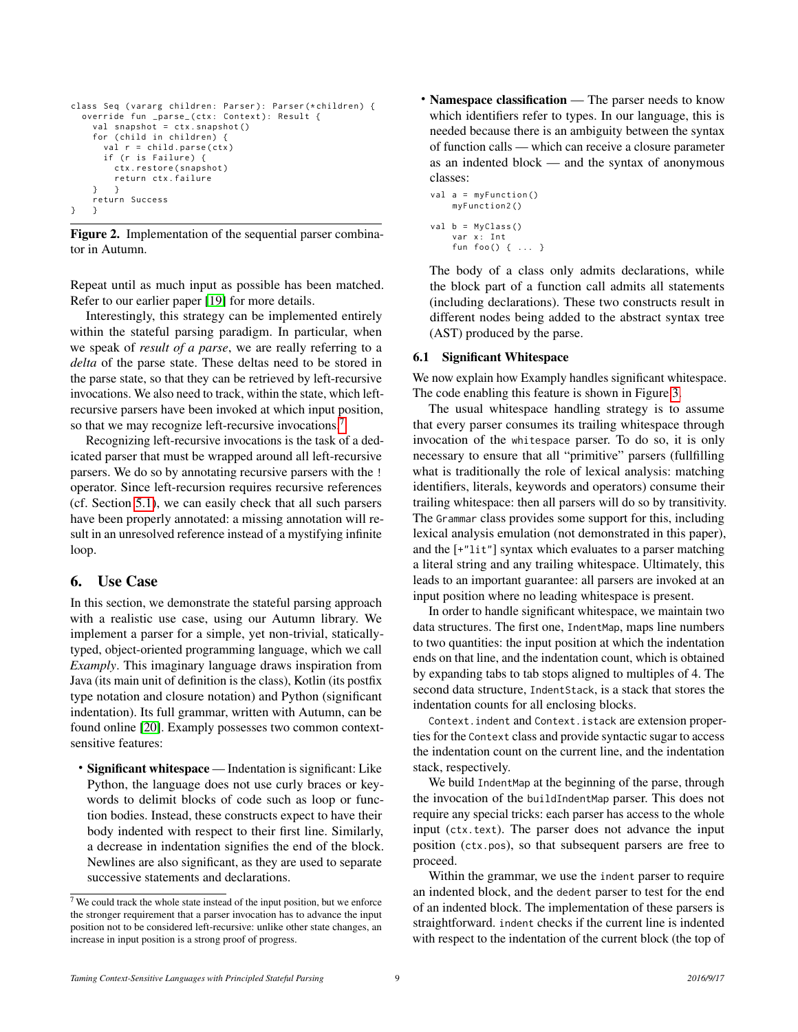```
class Seq (vararg children: Parser): Parser(*children) {
  override fun _parse_(ctx: Context): Result {
    val snapshot = ctx.snapshot()
    for (child in children) {
      val r = child.parse(ctx)
      if (r is Failure) {
        ctx.restore(snapshot)
        return ctx.failure
    }   }
    return Success
}   }
```

**Figure 2.** Implementation of the sequential parser combinator in Autumn.

Repeat until as much input as possible has been matched. Refer to our earlier paper [19] for more details.

Interestingly, this strategy can be implemented entirely within the stateful parsing paradigm. In particular, when we speak of *result of a parse*, we are really referring to a *delta* of the parse state. These deltas need to be stored in the parse state, so that they can be retrieved by left-recursive invocations. We also need to track, within the state, which left-recursive parsers have been invoked at which input position, so that we may recognize left-recursive invocations.[7]

Recognizing left-recursive invocations is the task of a dedicated parser that must be wrapped around all left-recursive parsers. We do so by annotating recursive parsers with the ! operator. Since left-recursion requires recursive references (cf. Section 5.1), we can easily check that all such parsers have been properly annotated: a missing annotation will result in an unresolved reference instead of a mystifying infinite loop.

## 6. Use Case

In this section, we demonstrate the stateful parsing approach with a realistic use case, using our Autumn library. We implement a parser for a simple, yet non-trivial, statically-typed, object-oriented programming language, which we call *Examply*. This imaginary language draws inspiration from Java (its main unit of definition is the class), Kotlin (its postfix type notation and closure notation) and Python (significant indentation). Its full grammar, written with Autumn, can be found online [20]. Examply possesses two common context-sensitive features:

- **Significant whitespace** — Indentation is significant: Like Python, the language does not use curly braces or keywords to delimit blocks of code such as loop or function bodies. Instead, these constructs expect to have their body indented with respect to their first line. Similarly, a decrease in indentation signifies the end of the block. Newlines are also significant, as they are used to separate successive statements and declarations.
- **Namespace classification** — The parser needs to know which identifiers refer to types. In our language, this is needed because there is an ambiguity between the syntax of function calls — which can receive a closure parameter as an indented block — and the syntax of anonymous classes:

```
val a = myFunction()
    myFunction2()

val b = MyClass()
    var x: Int
    fun foo() { ... }
```

The body of a class only admits declarations, while the block part of a function call admits all statements (including declarations). These two constructs result in different nodes being added to the abstract syntax tree (AST) produced by the parse.

### 6.1 Significant Whitespace

We now explain how Examply handles significant whitespace. The code enabling this feature is shown in Figure 3.

The usual whitespace handling strategy is to assume that every parser consumes its trailing whitespace through invocation of the `whitespace` parser. To do so, it is only necessary to ensure that all "primitive" parsers (fullfilling what is traditionally the role of lexical analysis: matching identifiers, literals, keywords and operators) consume their trailing whitespace: then all parsers will do so by transitivity. The `Grammar` class provides some support for this, including lexical analysis emulation (not demonstrated in this paper), and the `[+"lit"]` syntax which evaluates to a parser matching a literal string and any trailing whitespace. Ultimately, this leads to an important guarantee: all parsers are invoked at an input position where no leading whitespace is present.

In order to handle significant whitespace, we maintain two data structures. The first one, `IndentMap`, maps line numbers to two quantities: the input position at which the indentation ends on that line, and the indentation count, which is obtained by expanding tabs to tab stops aligned to multiples of 4. The second data structure, `IndentStack`, is a stack that stores the indentation counts for all enclosing blocks.

`Context.indent` and `Context.istack` are extension properties for the `Context` class and provide syntactic sugar to access the indentation count on the current line, and the indentation stack, respectively.

We build `IndentMap` at the beginning of the parse, through the invocation of the `buildIndentMap` parser. This does not require any special tricks: each parser has access to the whole input (`ctx.text`). The parser does not advance the input position (`ctx.pos`), so that subsequent parsers are free to proceed.

Within the grammar, we use the `indent` parser to require an indented block, and the `dedent` parser to test for the end of an indented block. The implementation of these parsers is straightforward. `indent` checks if the current line is indented with respect to the indentation of the current block (the top of

[7] We could track the whole state instead of the input position, but we enforce the stronger requirement that a parser invocation has to advance the input position not to be considered left-recursive: unlike other state changes, an increase in input position is a strong proof of progress.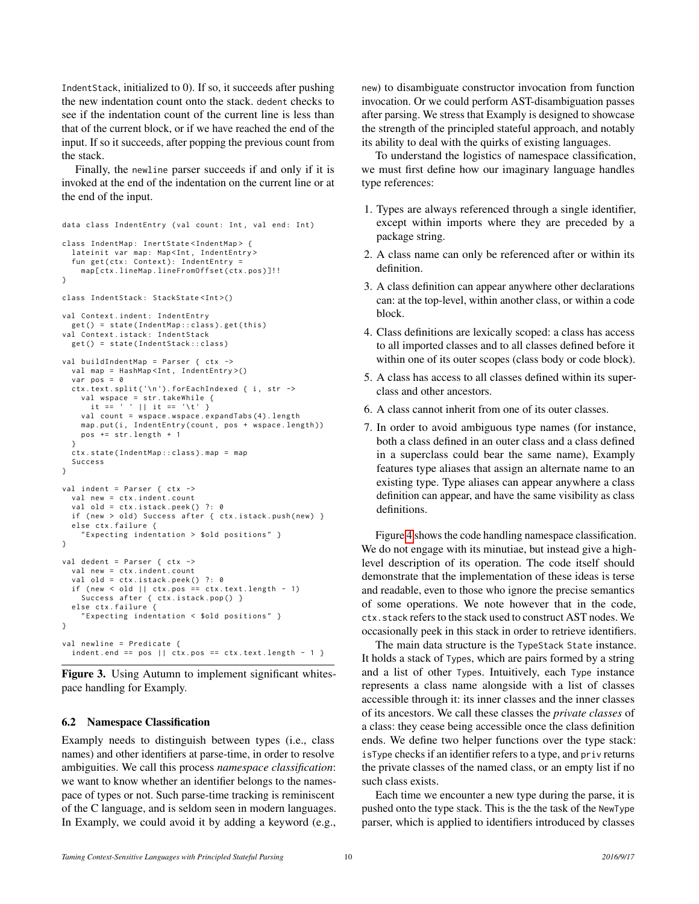IndentStack, initialized to 0). If so, it succeeds after pushing the new indentation count onto the stack. dedent checks to see if the indentation count of the current line is less than that of the current block, or if we have reached the end of the input. If so it succeeds, after popping the previous count from the stack.

Finally, the newline parser succeeds if and only if it is invoked at the end of the indentation on the current line or at the end of the input.

```
data class IndentEntry (val count: Int, val end: Int)

class IndentMap: InertState<IndentMap> {
  lateinit var map: Map<Int, IndentEntry>
  fun get(ctx: Context): IndentEntry =
    map[ctx.lineMap.lineFromOffset(ctx.pos)]!!
}

class IndentStack: StackState<Int>()

val Context.indent: IndentEntry
  get() = state(IndentMap::class).get(this)
val Context.istack: IndentStack
  get() = state(IndentStack::class)

val buildIndentMap = Parser { ctx ->
  val map = HashMap<Int, IndentEntry>()
  var pos = 0
  ctx.text.split('\n').forEachIndexed { i, str ->
    val wspace = str.takeWhile {
      it == ' ' || it == '\t' }
    val count = wspace.wspace.expandTabs(4).length
    map.put(i, IndentEntry(count, pos + wspace.length))
    pos += str.length + 1
  }
  ctx.state(IndentMap::class).map = map
  Success
}

val indent = Parser { ctx ->
  val new = ctx.indent.count
  val old = ctx.istack.peek() ?: 0
  if (new > old) Success after { ctx.istack.push(new) }
  else ctx.failure {
    "Expecting indentation > $old positions" }
}

val dedent = Parser { ctx ->
  val new = ctx.indent.count
  val old = ctx.istack.peek() ?: 0
  if (new < old || ctx.pos == ctx.text.length - 1)
    Success after { ctx.istack.pop() }
  else ctx.failure {
    "Expecting indentation < $old positions" }
}

val newline = Predicate {
  indent.end == pos || ctx.pos == ctx.text.length - 1 }
```

**Figure 3.** Using Autumn to implement significant whitespace handling for Examply.

### 6.2 Namespace Classification

Examply needs to distinguish between types (i.e., class names) and other identifiers at parse-time, in order to resolve ambiguities. We call this process *namespace classification*: we want to know whether an identifier belongs to the namespace of types or not. Such parse-time tracking is reminiscent of the C language, and is seldom seen in modern languages. In Examply, we could avoid it by adding a keyword (e.g., new) to disambiguate constructor invocation from function invocation. Or we could perform AST-disambiguation passes after parsing. We stress that Examply is designed to showcase the strength of the principled stateful approach, and notably its ability to deal with the quirks of existing languages.

To understand the logistics of namespace classification, we must first define how our imaginary language handles type references:

1. Types are always referenced through a single identifier, except within imports where they are preceded by a package string.
2. A class name can only be referenced after or within its definition.
3. A class definition can appear anywhere other declarations can: at the top-level, within another class, or within a code block.
4. Class definitions are lexically scoped: a class has access to all imported classes and to all classes defined before it within one of its outer scopes (class body or code block).
5. A class has access to all classes defined within its superclass and other ancestors.
6. A class cannot inherit from one of its outer classes.
7. In order to avoid ambiguous type names (for instance, both a class defined in an outer class and a class defined in a superclass could bear the same name), Examply features type aliases that assign an alternate name to an existing type. Type aliases can appear anywhere a class definition can appear, and have the same visibility as class definitions.

Figure 4 shows the code handling namespace classification. We do not engage with its minutiae, but instead give a high-level description of its operation. The code itself should demonstrate that the implementation of these ideas is terse and readable, even to those who ignore the precise semantics of some operations. We note however that in the code, ctx.stack refers to the stack used to construct AST nodes. We occasionally peek in this stack in order to retrieve identifiers.

The main data structure is the TypeStack State instance. It holds a stack of Types, which are pairs formed by a string and a list of other Types. Intuitively, each Type instance represents a class name alongside with a list of classes accessible through it: its inner classes and the inner classes of its ancestors. We call these classes the *private classes* of a class: they cease being accessible once the class definition ends. We define two helper functions over the type stack: isType checks if an identifier refers to a type, and priv returns the private classes of the named class, or an empty list if no such class exists.

Each time we encounter a new type during the parse, it is pushed onto the type stack. This is the the task of the NewType parser, which is applied to identifiers introduced by classes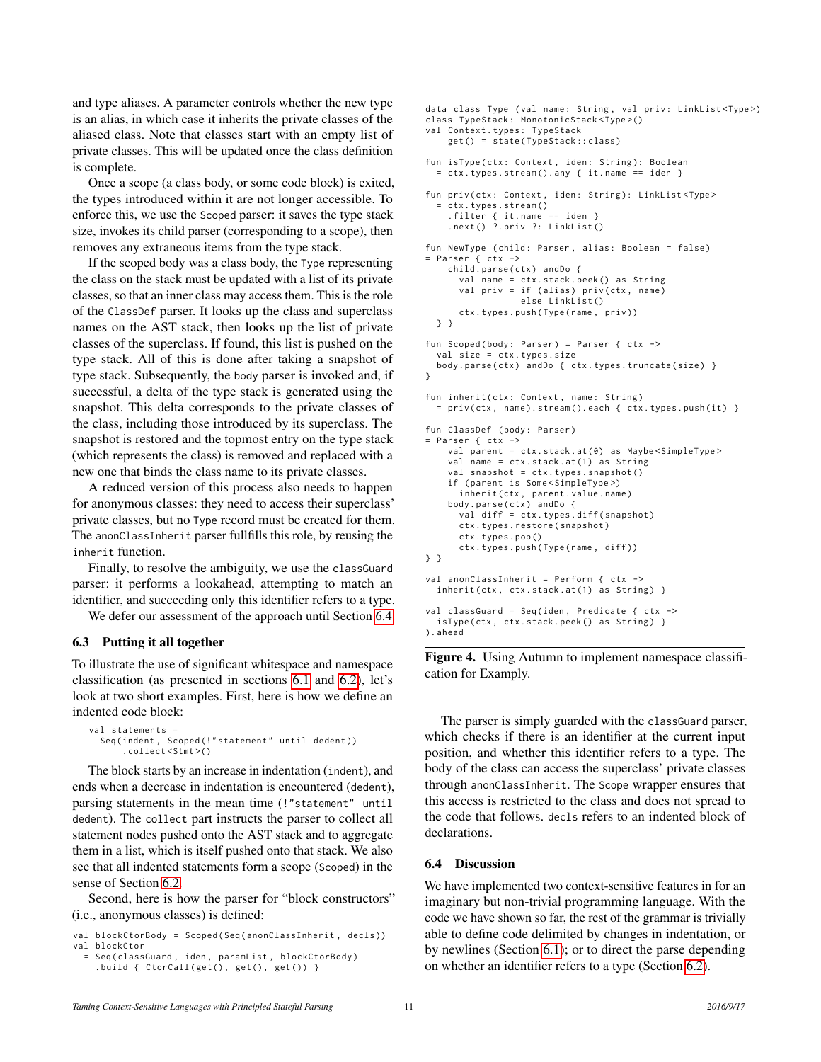and type aliases. A parameter controls whether the new type is an alias, in which case it inherits the private classes of the aliased class. Note that classes start with an empty list of private classes. This will be updated once the class definition is complete.

Once a scope (a class body, or some code block) is exited, the types introduced within it are not longer accessible. To enforce this, we use the `Scoped` parser: it saves the type stack size, invokes its child parser (corresponding to a scope), then removes any extraneous items from the type stack.

If the scoped body was a class body, the `Type` representing the class on the stack must be updated with a list of its private classes, so that an inner class may access them. This is the role of the `ClassDef` parser. It looks up the class and superclass names on the AST stack, then looks up the list of private classes of the superclass. If found, this list is pushed on the type stack. All of this is done after taking a snapshot of type stack. Subsequently, the `body` parser is invoked and, if successful, a delta of the type stack is generated using the snapshot. This delta corresponds to the private classes of the class, including those introduced by its superclass. The snapshot is restored and the topmost entry on the type stack (which represents the class) is removed and replaced with a new one that binds the class name to its private classes.

A reduced version of this process also needs to happen for anonymous classes: they need to access their superclass' private classes, but no `Type` record must be created for them. The `anonClassInherit` parser fullfills this role, by reusing the `inherit` function.

Finally, to resolve the ambiguity, we use the `classGuard` parser: it performs a lookahead, attempting to match an identifier, and succeeding only this identifier refers to a type.

We defer our assessment of the approach until Section 6.4.

### 6.3 Putting it all together

To illustrate the use of significant whitespace and namespace classification (as presented in sections 6.1 and 6.2), let's look at two short examples. First, here is how we define an indented code block:

```
val statements =
  Seq(indent, Scoped(!"statement" until dedent))
      .collect<Stmt>()
```

The block starts by an increase in indentation (`indent`), and ends when a decrease in indentation is encountered (`dedent`), parsing statements in the mean time (`!"statement" until dedent`). The `collect` part instructs the parser to collect all statement nodes pushed onto the AST stack and to aggregate them in a list, which is itself pushed onto that stack. We also see that all indented statements form a scope (`Scoped`) in the sense of Section 6.2.

Second, here is how the parser for "block constructors" (i.e., anonymous classes) is defined:

```
val blockCtorBody = Scoped(Seq(anonClassInherit, decls))
val blockCtor
  = Seq(classGuard, iden, paramList, blockCtorBody)
    .build { CtorCall(get(), get(), get()) }
```

```
data class Type (val name: String, val priv: LinkList<Type>)
class TypeStack: MonotonicStack<Type>()
val Context.types: TypeStack
    get() = state(TypeStack::class)

fun isType(ctx: Context, iden: String): Boolean
  = ctx.types.stream().any { it.name == iden }

fun priv(ctx: Context, iden: String): LinkList<Type>
  = ctx.types.stream()
    .filter { it.name == iden }
    .next() ?.priv ?: LinkList()

fun NewType (child: Parser, alias: Boolean = false)
= Parser { ctx ->
    child.parse(ctx) andDo {
      val name = ctx.stack.peek() as String
      val priv = if (alias) priv(ctx, name)
                 else LinkList()
      ctx.types.push(Type(name, priv))
  } }

fun Scoped(body: Parser) = Parser { ctx ->
  val size = ctx.types.size
  body.parse(ctx) andDo { ctx.types.truncate(size) }
}

fun inherit(ctx: Context, name: String)
  = priv(ctx, name).stream().each { ctx.types.push(it) }

fun ClassDef (body: Parser)
= Parser { ctx ->
    val parent = ctx.stack.at(0) as Maybe<SimpleType>
    val name = ctx.stack.at(1) as String
    val snapshot = ctx.types.snapshot()
    if (parent is Some<SimpleType>)
      inherit(ctx, parent.value.name)
    body.parse(ctx) andDo {
      val diff = ctx.types.diff(snapshot)
      ctx.types.restore(snapshot)
      ctx.types.pop()
      ctx.types.push(Type(name, diff))
} }

val anonClassInherit = Perform { ctx ->
  inherit(ctx, ctx.stack.at(1) as String) }

val classGuard = Seq(iden, Predicate { ctx ->
  isType(ctx, ctx.stack.peek() as String) }
).ahead
```

**Figure 4.** Using Autumn to implement namespace classification for Examply.

The parser is simply guarded with the `classGuard` parser, which checks if there is an identifier at the current input position, and whether this identifier refers to a type. The body of the class can access the superclass' private classes through `anonClassInherit`. The `Scope` wrapper ensures that this access is restricted to the class and does not spread to the code that follows. `decls` refers to an indented block of declarations.

### 6.4 Discussion

We have implemented two context-sensitive features in for an imaginary but non-trivial programming language. With the code we have shown so far, the rest of the grammar is trivially able to define code delimited by changes in indentation, or by newlines (Section 6.1); or to direct the parse depending on whether an identifier refers to a type (Section 6.2).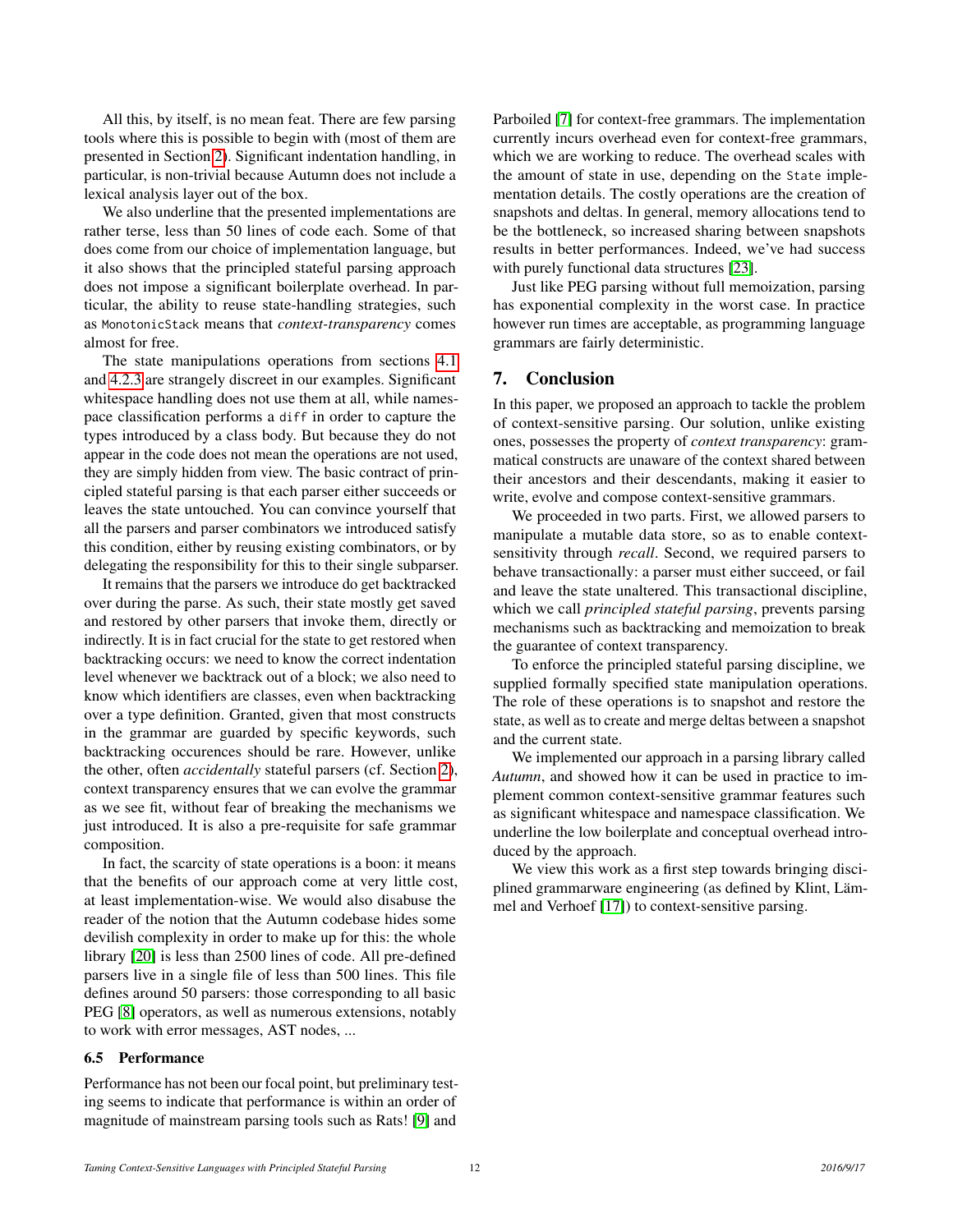All this, by itself, is no mean feat. There are few parsing tools where this is possible to begin with (most of them are presented in Section 2). Significant indentation handling, in particular, is non-trivial because Autumn does not include a lexical analysis layer out of the box.

We also underline that the presented implementations are rather terse, less than 50 lines of code each. Some of that does come from our choice of implementation language, but it also shows that the principled stateful parsing approach does not impose a significant boilerplate overhead. In particular, the ability to reuse state-handling strategies, such as `MonotonicStack` means that *context-transparency* comes almost for free.

The state manipulations operations from sections 4.1 and 4.2.3 are strangely discreet in our examples. Significant whitespace handling does not use them at all, while namespace classification performs a `diff` in order to capture the types introduced by a class body. But because they do not appear in the code does not mean the operations are not used, they are simply hidden from view. The basic contract of principled stateful parsing is that each parser either succeeds or leaves the state untouched. You can convince yourself that all the parsers and parser combinators we introduced satisfy this condition, either by reusing existing combinators, or by delegating the responsibility for this to their single subparser.

It remains that the parsers we introduce do get backtracked over during the parse. As such, their state mostly get saved and restored by other parsers that invoke them, directly or indirectly. It is in fact crucial for the state to get restored when backtracking occurs: we need to know the correct indentation level whenever we backtrack out of a block; we also need to know which identifiers are classes, even when backtracking over a type definition. Granted, given that most constructs in the grammar are guarded by specific keywords, such backtracking occurences should be rare. However, unlike the other, often *accidentally* stateful parsers (cf. Section 2), context transparency ensures that we can evolve the grammar as we see fit, without fear of breaking the mechanisms we just introduced. It is also a pre-requisite for safe grammar composition.

In fact, the scarcity of state operations is a boon: it means that the benefits of our approach come at very little cost, at least implementation-wise. We would also disabuse the reader of the notion that the Autumn codebase hides some devilish complexity in order to make up for this: the whole library [20] is less than 2500 lines of code. All pre-defined parsers live in a single file of less than 500 lines. This file defines around 50 parsers: those corresponding to all basic PEG [8] operators, as well as numerous extensions, notably to work with error messages, AST nodes, ...

### 6.5 Performance

Performance has not been our focal point, but preliminary testing seems to indicate that performance is within an order of magnitude of mainstream parsing tools such as Rats! [9] and Parboiled [7] for context-free grammars. The implementation currently incurs overhead even for context-free grammars, which we are working to reduce. The overhead scales with the amount of state in use, depending on the `State` implementation details. The costly operations are the creation of snapshots and deltas. In general, memory allocations tend to be the bottleneck, so increased sharing between snapshots results in better performances. Indeed, we've had success with purely functional data structures [23].

Just like PEG parsing without full memoization, parsing has exponential complexity in the worst case. In practice however run times are acceptable, as programming language grammars are fairly deterministic.

## 7. Conclusion

In this paper, we proposed an approach to tackle the problem of context-sensitive parsing. Our solution, unlike existing ones, possesses the property of *context transparency*: grammatical constructs are unaware of the context shared between their ancestors and their descendants, making it easier to write, evolve and compose context-sensitive grammars.

We proceeded in two parts. First, we allowed parsers to manipulate a mutable data store, so as to enable context-sensitivity through *recall*. Second, we required parsers to behave transactionally: a parser must either succeed, or fail and leave the state unaltered. This transactional discipline, which we call *principled stateful parsing*, prevents parsing mechanisms such as backtracking and memoization to break the guarantee of context transparency.

To enforce the principled stateful parsing discipline, we supplied formally specified state manipulation operations. The role of these operations is to snapshot and restore the state, as well as to create and merge deltas between a snapshot and the current state.

We implemented our approach in a parsing library called *Autumn*, and showed how it can be used in practice to implement common context-sensitive grammar features such as significant whitespace and namespace classification. We underline the low boilerplate and conceptual overhead introduced by the approach.

We view this work as a first step towards bringing disciplined grammarware engineering (as defined by Klint, Lämmel and Verhoef [17]) to context-sensitive parsing.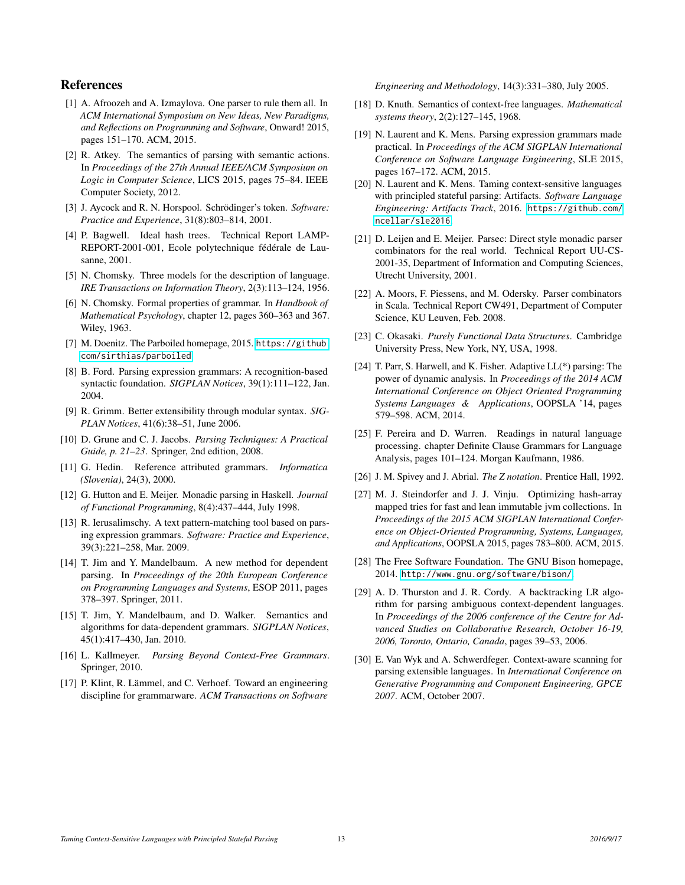## References

[1] A. Afroozeh and A. Izmaylova. One parser to rule them all. In *ACM International Symposium on New Ideas, New Paradigms, and Reflections on Programming and Software*, Onward! 2015, pages 151–170. ACM, 2015.

[2] R. Atkey. The semantics of parsing with semantic actions. In *Proceedings of the 27th Annual IEEE/ACM Symposium on Logic in Computer Science*, LICS 2015, pages 75–84. IEEE Computer Society, 2012.

[3] J. Aycock and R. N. Horspool. Schrödinger's token. *Software: Practice and Experience*, 31(8):803–814, 2001.

[4] P. Bagwell. Ideal hash trees. Technical Report LAMP-REPORT-2001-001, Ecole polytechnique fédérale de Lausanne, 2001.

[5] N. Chomsky. Three models for the description of language. *IRE Transactions on Information Theory*, 2(3):113–124, 1956.

[6] N. Chomsky. Formal properties of grammar. In *Handbook of Mathematical Psychology*, chapter 12, pages 360–363 and 367. Wiley, 1963.

[7] M. Doenitz. The Parboiled homepage, 2015. https://github.com/sirthias/parboiled.

[8] B. Ford. Parsing expression grammars: A recognition-based syntactic foundation. *SIGPLAN Notices*, 39(1):111–122, Jan. 2004.

[9] R. Grimm. Better extensibility through modular syntax. *SIGPLAN Notices*, 41(6):38–51, June 2006.

[10] D. Grune and C. J. Jacobs. *Parsing Techniques: A Practical Guide, p. 21–23*. Springer, 2nd edition, 2008.

[11] G. Hedin. Reference attributed grammars. *Informatica (Slovenia)*, 24(3), 2000.

[12] G. Hutton and E. Meijer. Monadic parsing in Haskell. *Journal of Functional Programming*, 8(4):437–444, July 1998.

[13] R. Ierusalimschy. A text pattern-matching tool based on parsing expression grammars. *Software: Practice and Experience*, 39(3):221–258, Mar. 2009.

[14] T. Jim and Y. Mandelbaum. A new method for dependent parsing. In *Proceedings of the 20th European Conference on Programming Languages and Systems*, ESOP 2011, pages 378–397. Springer, 2011.

[15] T. Jim, Y. Mandelbaum, and D. Walker. Semantics and algorithms for data-dependent grammars. *SIGPLAN Notices*, 45(1):417–430, Jan. 2010.

[16] L. Kallmeyer. *Parsing Beyond Context-Free Grammars*. Springer, 2010.

[17] P. Klint, R. Lämmel, and C. Verhoef. Toward an engineering discipline for grammarware. *ACM Transactions on Software Engineering and Methodology*, 14(3):331–380, July 2005.

[18] D. Knuth. Semantics of context-free languages. *Mathematical systems theory*, 2(2):127–145, 1968.

[19] N. Laurent and K. Mens. Parsing expression grammars made practical. In *Proceedings of the ACM SIGPLAN International Conference on Software Language Engineering*, SLE 2015, pages 167–172. ACM, 2015.

[20] N. Laurent and K. Mens. Taming context-sensitive languages with principled stateful parsing: Artifacts. *Software Language Engineering: Artifacts Track*, 2016. https://github.com/ncellar/sle2016.

[21] D. Leijen and E. Meijer. Parsec: Direct style monadic parser combinators for the real world. Technical Report UU-CS-2001-35, Department of Information and Computing Sciences, Utrecht University, 2001.

[22] A. Moors, F. Piessens, and M. Odersky. Parser combinators in Scala. Technical Report CW491, Department of Computer Science, KU Leuven, Feb. 2008.

[23] C. Okasaki. *Purely Functional Data Structures*. Cambridge University Press, New York, NY, USA, 1998.

[24] T. Parr, S. Harwell, and K. Fisher. Adaptive LL(*) parsing: The power of dynamic analysis. In *Proceedings of the 2014 ACM International Conference on Object Oriented Programming Systems Languages & Applications*, OOPSLA '14, pages 579–598. ACM, 2014.

[25] F. Pereira and D. Warren. Readings in natural language processing. chapter Definite Clause Grammars for Language Analysis, pages 101–124. Morgan Kaufmann, 1986.

[26] J. M. Spivey and J. Abrial. *The Z notation*. Prentice Hall, 1992.

[27] M. J. Steindorfer and J. J. Vinju. Optimizing hash-array mapped tries for fast and lean immutable jvm collections. In *Proceedings of the 2015 ACM SIGPLAN International Conference on Object-Oriented Programming, Systems, Languages, and Applications*, OOPSLA 2015, pages 783–800. ACM, 2015.

[28] The Free Software Foundation. The GNU Bison homepage, 2014. http://www.gnu.org/software/bison/.

[29] A. D. Thurston and J. R. Cordy. A backtracking LR algorithm for parsing ambiguous context-dependent languages. In *Proceedings of the 2006 conference of the Centre for Advanced Studies on Collaborative Research, October 16-19, 2006, Toronto, Ontario, Canada*, pages 39–53, 2006.

[30] E. Van Wyk and A. Schwerdfeger. Context-aware scanning for parsing extensible languages. In *International Conference on Generative Programming and Component Engineering, GPCE 2007*. ACM, October 2007.